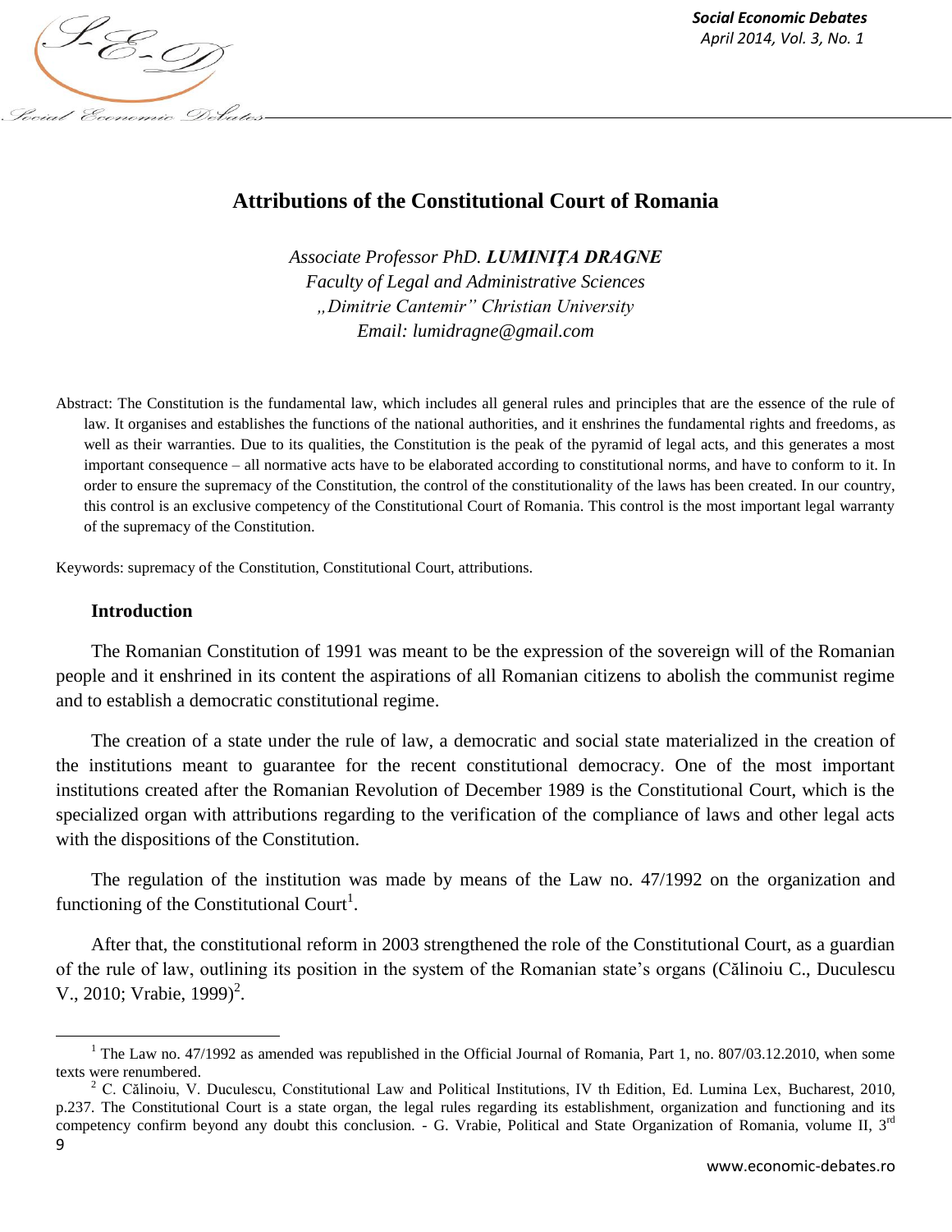# Attributions of the Constitutional Court of Romania

*Associate Professor PhD. **LUMINIȚA DRAGNE***
*Faculty of Legal and Administrative Sciences*
*„Dimitrie Cantemir" Christian University*
*Email: lumidragne@gmail.com*

Abstract: The Constitution is the fundamental law, which includes all general rules and principles that are the essence of the rule of law. It organises and establishes the functions of the national authorities, and it enshrines the fundamental rights and freedoms, as well as their warranties. Due to its qualities, the Constitution is the peak of the pyramid of legal acts, and this generates a most important consequence – all normative acts have to be elaborated according to constitutional norms, and have to conform to it. In order to ensure the supremacy of the Constitution, the control of the constitutionality of the laws has been created. In our country, this control is an exclusive competency of the Constitutional Court of Romania. This control is the most important legal warranty of the supremacy of the Constitution.

Keywords: supremacy of the Constitution, Constitutional Court, attributions.

## Introduction

The Romanian Constitution of 1991 was meant to be the expression of the sovereign will of the Romanian people and it enshrined in its content the aspirations of all Romanian citizens to abolish the communist regime and to establish a democratic constitutional regime.

The creation of a state under the rule of law, a democratic and social state materialized in the creation of the institutions meant to guarantee for the recent constitutional democracy. One of the most important institutions created after the Romanian Revolution of December 1989 is the Constitutional Court, which is the specialized organ with attributions regarding to the verification of the compliance of laws and other legal acts with the dispositions of the Constitution.

The regulation of the institution was made by means of the Law no. 47/1992 on the organization and functioning of the Constitutional Court[1].

After that, the constitutional reform in 2003 strengthened the role of the Constitutional Court, as a guardian of the rule of law, outlining its position in the system of the Romanian state's organs (Călinoiu C., Duculescu V., 2010; Vrabie, 1999)[2].

---

[1] The Law no. 47/1992 as amended was republished in the Official Journal of Romania, Part 1, no. 807/03.12.2010, when some texts were renumbered.

[2] C. Călinoiu, V. Duculescu, Constitutional Law and Political Institutions, IV th Edition, Ed. Lumina Lex, Bucharest, 2010, p.237. The Constitutional Court is a state organ, the legal rules regarding its establishment, organization and functioning and its competency confirm beyond any doubt this conclusion. - G. Vrabie, Political and State Organization of Romania, volume II, 3rd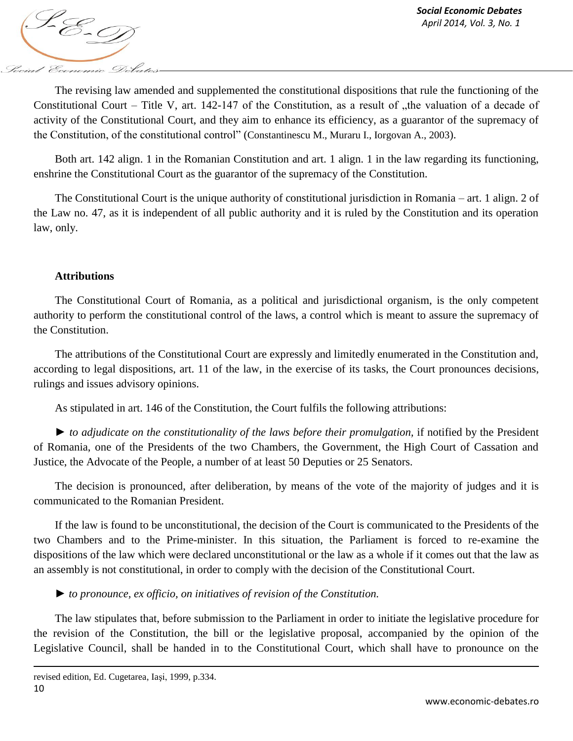The revising law amended and supplemented the constitutional dispositions that rule the functioning of the Constitutional Court – Title V, art. 142-147 of the Constitution, as a result of „the valuation of a decade of activity of the Constitutional Court, and they aim to enhance its efficiency, as a guarantor of the supremacy of the Constitution, of the constitutional control" (Constantinescu M., Muraru I., Iorgovan A., 2003).

Both art. 142 align. 1 in the Romanian Constitution and art. 1 align. 1 in the law regarding its functioning, enshrine the Constitutional Court as the guarantor of the supremacy of the Constitution.

The Constitutional Court is the unique authority of constitutional jurisdiction in Romania – art. 1 align. 2 of the Law no. 47, as it is independent of all public authority and it is ruled by the Constitution and its operation law, only.

**Attributions**

The Constitutional Court of Romania, as a political and jurisdictional organism, is the only competent authority to perform the constitutional control of the laws, a control which is meant to assure the supremacy of the Constitution.

The attributions of the Constitutional Court are expressly and limitedly enumerated in the Constitution and, according to legal dispositions, art. 11 of the law, in the exercise of its tasks, the Court pronounces decisions, rulings and issues advisory opinions.

As stipulated in art. 146 of the Constitution, the Court fulfils the following attributions:

► *to adjudicate on the constitutionality of the laws before their promulgation,* if notified by the President of Romania, one of the Presidents of the two Chambers, the Government, the High Court of Cassation and Justice, the Advocate of the People, a number of at least 50 Deputies or 25 Senators.

The decision is pronounced, after deliberation, by means of the vote of the majority of judges and it is communicated to the Romanian President.

If the law is found to be unconstitutional, the decision of the Court is communicated to the Presidents of the two Chambers and to the Prime-minister. In this situation, the Parliament is forced to re-examine the dispositions of the law which were declared unconstitutional or the law as a whole if it comes out that the law as an assembly is not constitutional, in order to comply with the decision of the Constitutional Court.

► *to pronounce, ex officio, on initiatives of revision of the Constitution.*

The law stipulates that, before submission to the Parliament in order to initiate the legislative procedure for the revision of the Constitution, the bill or the legislative proposal, accompanied by the opinion of the Legislative Council, shall be handed in to the Constitutional Court, which shall have to pronounce on the

revised edition, Ed. Cugetarea, Iași, 1999, p.334.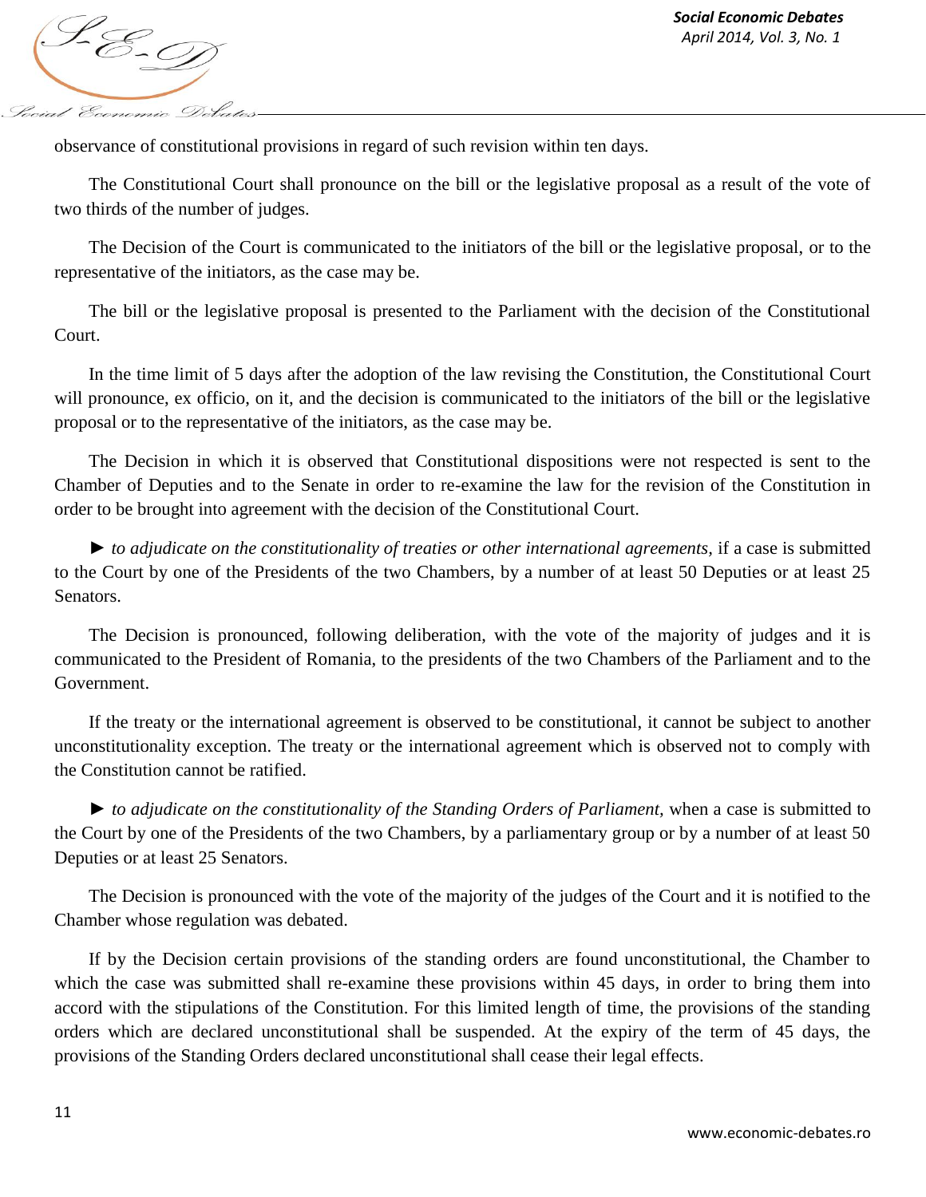observance of constitutional provisions in regard of such revision within ten days.

The Constitutional Court shall pronounce on the bill or the legislative proposal as a result of the vote of two thirds of the number of judges.

The Decision of the Court is communicated to the initiators of the bill or the legislative proposal, or to the representative of the initiators, as the case may be.

The bill or the legislative proposal is presented to the Parliament with the decision of the Constitutional Court.

In the time limit of 5 days after the adoption of the law revising the Constitution, the Constitutional Court will pronounce, ex officio, on it, and the decision is communicated to the initiators of the bill or the legislative proposal or to the representative of the initiators, as the case may be.

The Decision in which it is observed that Constitutional dispositions were not respected is sent to the Chamber of Deputies and to the Senate in order to re-examine the law for the revision of the Constitution in order to be brought into agreement with the decision of the Constitutional Court.

► *to adjudicate on the constitutionality of treaties or other international agreements*, if a case is submitted to the Court by one of the Presidents of the two Chambers, by a number of at least 50 Deputies or at least 25 Senators.

The Decision is pronounced, following deliberation, with the vote of the majority of judges and it is communicated to the President of Romania, to the presidents of the two Chambers of the Parliament and to the Government.

If the treaty or the international agreement is observed to be constitutional, it cannot be subject to another unconstitutionality exception. The treaty or the international agreement which is observed not to comply with the Constitution cannot be ratified.

► *to adjudicate on the constitutionality of the Standing Orders of Parliament*, when a case is submitted to the Court by one of the Presidents of the two Chambers, by a parliamentary group or by a number of at least 50 Deputies or at least 25 Senators.

The Decision is pronounced with the vote of the majority of the judges of the Court and it is notified to the Chamber whose regulation was debated.

If by the Decision certain provisions of the standing orders are found unconstitutional, the Chamber to which the case was submitted shall re-examine these provisions within 45 days, in order to bring them into accord with the stipulations of the Constitution. For this limited length of time, the provisions of the standing orders which are declared unconstitutional shall be suspended. At the expiry of the term of 45 days, the provisions of the Standing Orders declared unconstitutional shall cease their legal effects.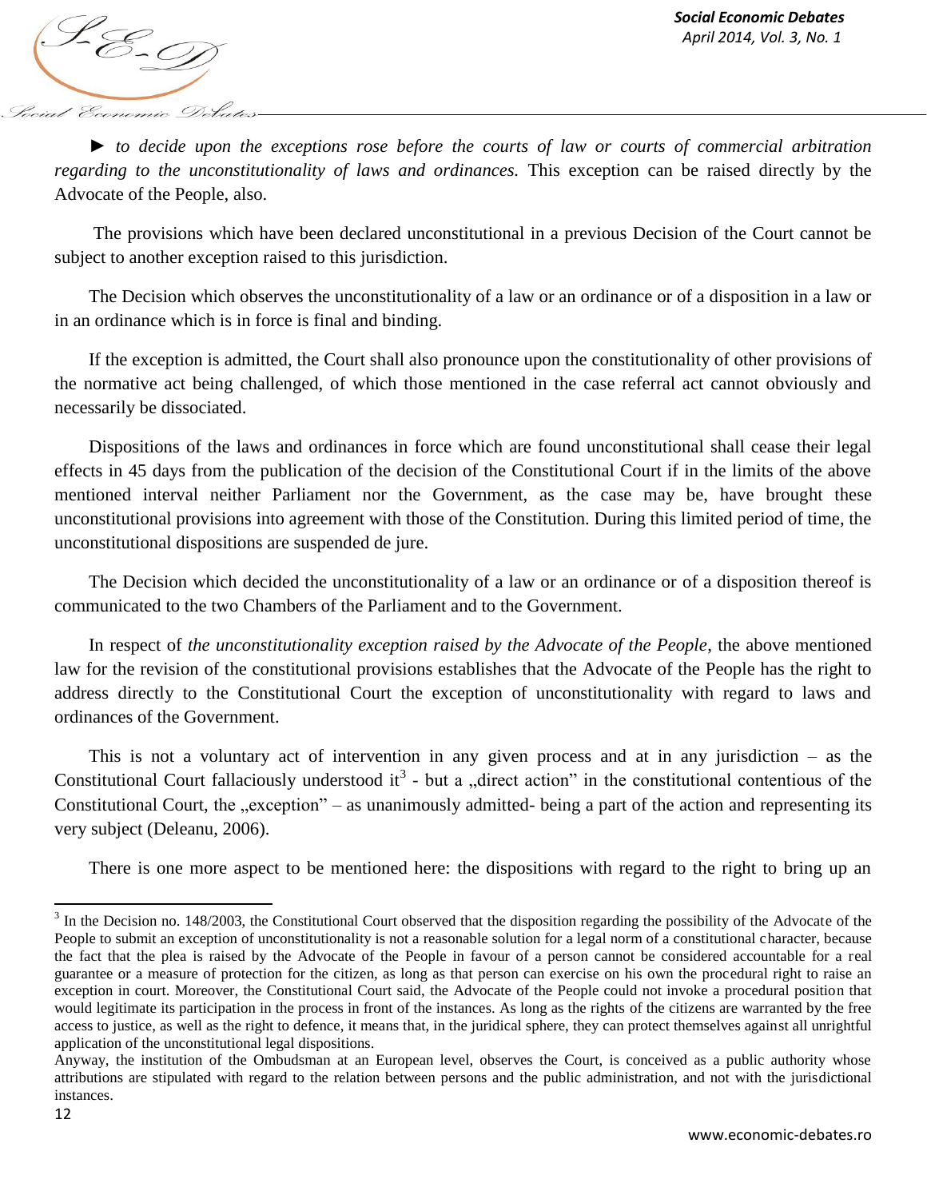► *to decide upon the exceptions rose before the courts of law or courts of commercial arbitration regarding to the unconstitutionality of laws and ordinances.* This exception can be raised directly by the Advocate of the People, also.

The provisions which have been declared unconstitutional in a previous Decision of the Court cannot be subject to another exception raised to this jurisdiction.

The Decision which observes the unconstitutionality of a law or an ordinance or of a disposition in a law or in an ordinance which is in force is final and binding.

If the exception is admitted, the Court shall also pronounce upon the constitutionality of other provisions of the normative act being challenged, of which those mentioned in the case referral act cannot obviously and necessarily be dissociated.

Dispositions of the laws and ordinances in force which are found unconstitutional shall cease their legal effects in 45 days from the publication of the decision of the Constitutional Court if in the limits of the above mentioned interval neither Parliament nor the Government, as the case may be, have brought these unconstitutional provisions into agreement with those of the Constitution. During this limited period of time, the unconstitutional dispositions are suspended de jure.

The Decision which decided the unconstitutionality of a law or an ordinance or of a disposition thereof is communicated to the two Chambers of the Parliament and to the Government.

In respect of *the unconstitutionality exception raised by the Advocate of the People*, the above mentioned law for the revision of the constitutional provisions establishes that the Advocate of the People has the right to address directly to the Constitutional Court the exception of unconstitutionality with regard to laws and ordinances of the Government.

This is not a voluntary act of intervention in any given process and at in any jurisdiction – as the Constitutional Court fallaciously understood it[3] - but a „direct action" in the constitutional contentious of the Constitutional Court, the „exception" – as unanimously admitted- being a part of the action and representing its very subject (Deleanu, 2006).

There is one more aspect to be mentioned here: the dispositions with regard to the right to bring up an

---

[3] In the Decision no. 148/2003, the Constitutional Court observed that the disposition regarding the possibility of the Advocate of the People to submit an exception of unconstitutionality is not a reasonable solution for a legal norm of a constitutional character, because the fact that the plea is raised by the Advocate of the People in favour of a person cannot be considered accountable for a real guarantee or a measure of protection for the citizen, as long as that person can exercise on his own the procedural right to raise an exception in court. Moreover, the Constitutional Court said, the Advocate of the People could not invoke a procedural position that would legitimate its participation in the process in front of the instances. As long as the rights of the citizens are warranted by the free access to justice, as well as the right to defence, it means that, in the juridical sphere, they can protect themselves against all unrightful application of the unconstitutional legal dispositions.

Anyway, the institution of the Ombudsman at an European level, observes the Court, is conceived as a public authority whose attributions are stipulated with regard to the relation between persons and the public administration, and not with the jurisdictional instances.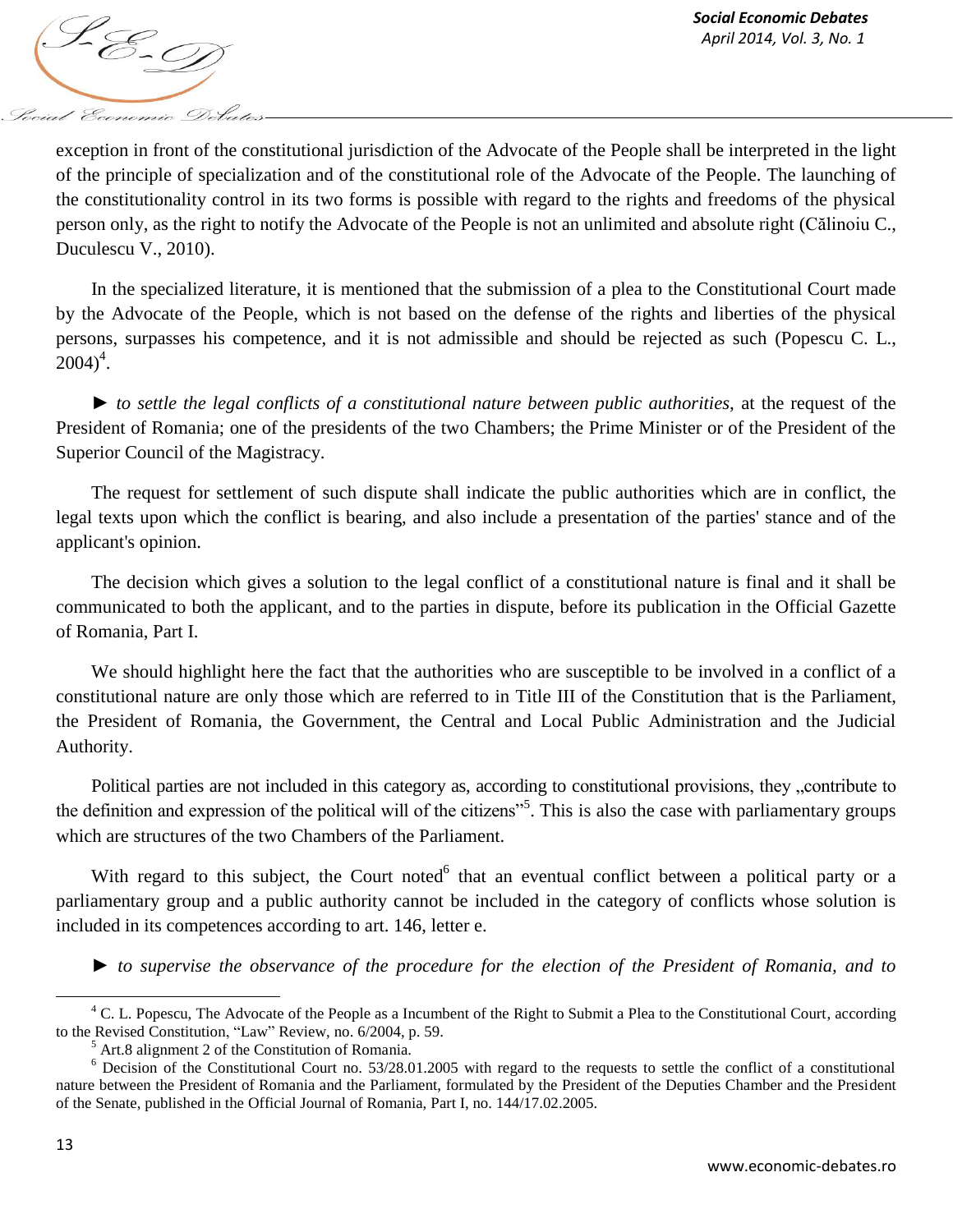exception in front of the constitutional jurisdiction of the Advocate of the People shall be interpreted in the light of the principle of specialization and of the constitutional role of the Advocate of the People. The launching of the constitutionality control in its two forms is possible with regard to the rights and freedoms of the physical person only, as the right to notify the Advocate of the People is not an unlimited and absolute right (Călinoiu C., Duculescu V., 2010).

In the specialized literature, it is mentioned that the submission of a plea to the Constitutional Court made by the Advocate of the People, which is not based on the defense of the rights and liberties of the physical persons, surpasses his competence, and it is not admissible and should be rejected as such (Popescu C. L., 2004)[4].

► *to settle the legal conflicts of a constitutional nature between public authorities,* at the request of the President of Romania; one of the presidents of the two Chambers; the Prime Minister or of the President of the Superior Council of the Magistracy.

The request for settlement of such dispute shall indicate the public authorities which are in conflict, the legal texts upon which the conflict is bearing, and also include a presentation of the parties' stance and of the applicant's opinion.

The decision which gives a solution to the legal conflict of a constitutional nature is final and it shall be communicated to both the applicant, and to the parties in dispute, before its publication in the Official Gazette of Romania, Part I.

We should highlight here the fact that the authorities who are susceptible to be involved in a conflict of a constitutional nature are only those which are referred to in Title III of the Constitution that is the Parliament, the President of Romania, the Government, the Central and Local Public Administration and the Judicial Authority.

Political parties are not included in this category as, according to constitutional provisions, they „contribute to the definition and expression of the political will of the citizens"[5]. This is also the case with parliamentary groups which are structures of the two Chambers of the Parliament.

With regard to this subject, the Court noted[6] that an eventual conflict between a political party or a parliamentary group and a public authority cannot be included in the category of conflicts whose solution is included in its competences according to art. 146, letter e.

► *to supervise the observance of the procedure for the election of the President of Romania, and to*

---

[4] C. L. Popescu, The Advocate of the People as a Incumbent of the Right to Submit a Plea to the Constitutional Court, according to the Revised Constitution, "Law" Review, no. 6/2004, p. 59.

[5] Art.8 alignment 2 of the Constitution of Romania.

[6] Decision of the Constitutional Court no. 53/28.01.2005 with regard to the requests to settle the conflict of a constitutional nature between the President of Romania and the Parliament, formulated by the President of the Deputies Chamber and the President of the Senate, published in the Official Journal of Romania, Part I, no. 144/17.02.2005.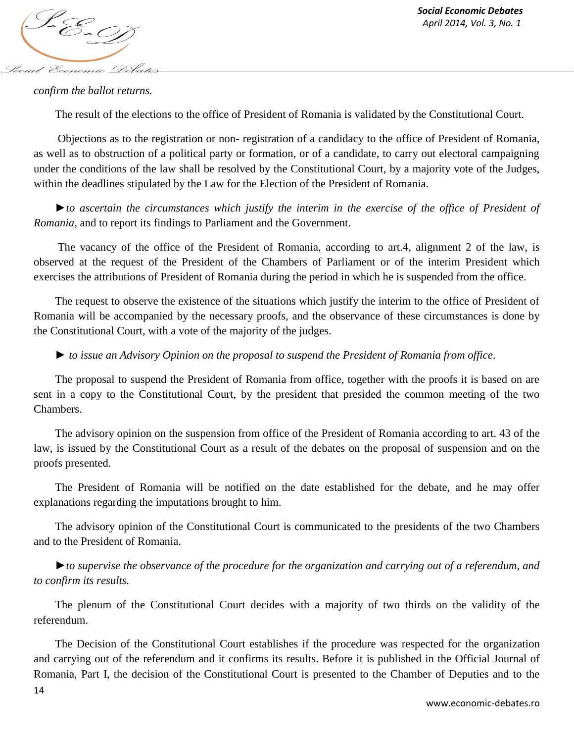*confirm the ballot returns.*

The result of the elections to the office of President of Romania is validated by the Constitutional Court.

Objections as to the registration or non- registration of a candidacy to the office of President of Romania, as well as to obstruction of a political party or formation, or of a candidate, to carry out electoral campaigning under the conditions of the law shall be resolved by the Constitutional Court, by a majority vote of the Judges, within the deadlines stipulated by the Law for the Election of the President of Romania.

►*to ascertain the circumstances which justify the interim in the exercise of the office of President of Romania*, and to report its findings to Parliament and the Government.

The vacancy of the office of the President of Romania, according to art.4, alignment 2 of the law, is observed at the request of the President of the Chambers of Parliament or of the interim President which exercises the attributions of President of Romania during the period in which he is suspended from the office.

The request to observe the existence of the situations which justify the interim to the office of President of Romania will be accompanied by the necessary proofs, and the observance of these circumstances is done by the Constitutional Court, with a vote of the majority of the judges.

► *to issue an Advisory Opinion on the proposal to suspend the President of Romania from office*.

The proposal to suspend the President of Romania from office, together with the proofs it is based on are sent in a copy to the Constitutional Court, by the president that presided the common meeting of the two Chambers.

The advisory opinion on the suspension from office of the President of Romania according to art. 43 of the law, is issued by the Constitutional Court as a result of the debates on the proposal of suspension and on the proofs presented.

The President of Romania will be notified on the date established for the debate, and he may offer explanations regarding the imputations brought to him.

The advisory opinion of the Constitutional Court is communicated to the presidents of the two Chambers and to the President of Romania.

►*to supervise the observance of the procedure for the organization and carrying out of a referendum, and to confirm its results.*

The plenum of the Constitutional Court decides with a majority of two thirds on the validity of the referendum.

The Decision of the Constitutional Court establishes if the procedure was respected for the organization and carrying out of the referendum and it confirms its results. Before it is published in the Official Journal of Romania, Part I, the decision of the Constitutional Court is presented to the Chamber of Deputies and to the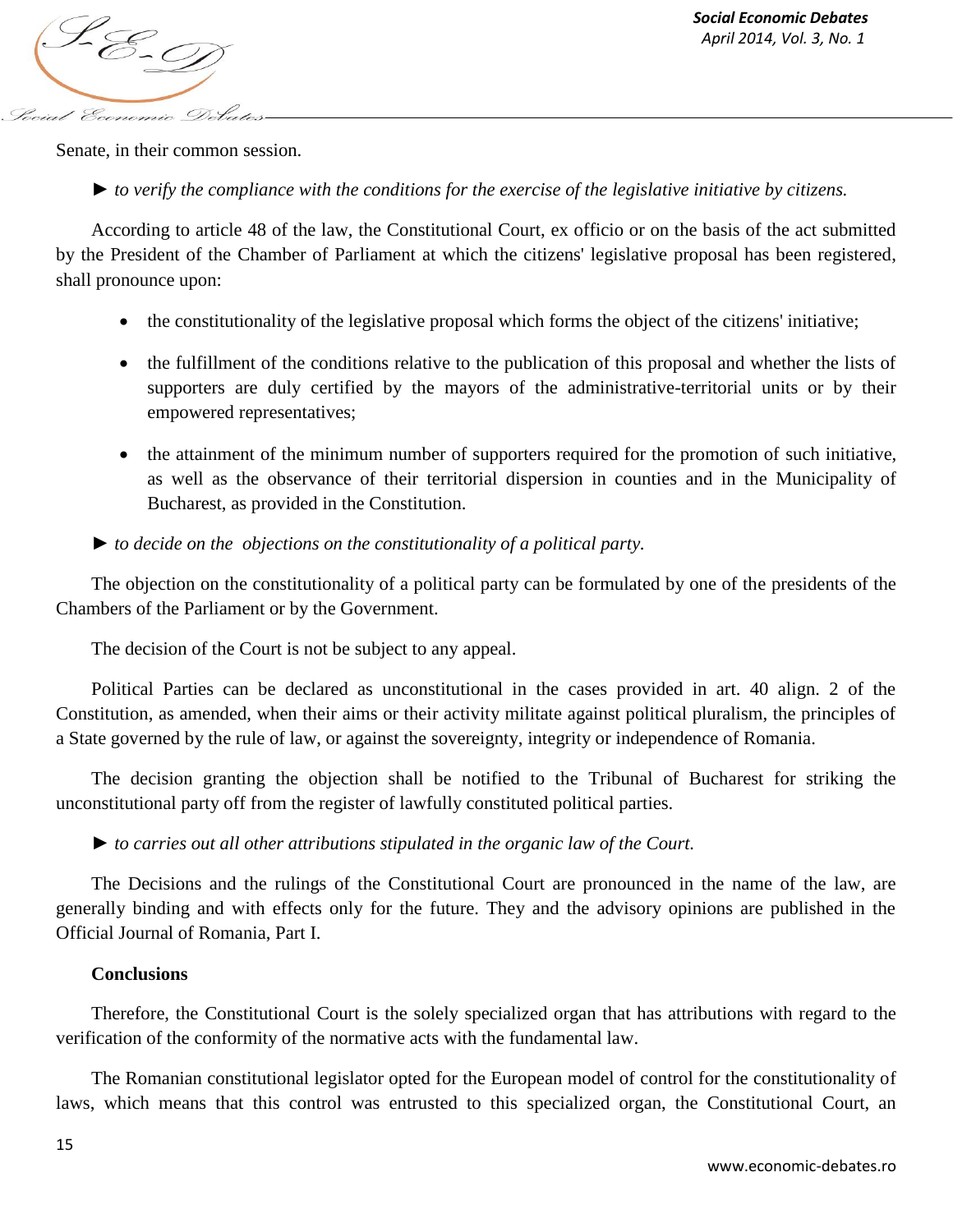Senate, in their common session.

► *to verify the compliance with the conditions for the exercise of the legislative initiative by citizens.*

According to article 48 of the law, the Constitutional Court, ex officio or on the basis of the act submitted by the President of the Chamber of Parliament at which the citizens' legislative proposal has been registered, shall pronounce upon:

- the constitutionality of the legislative proposal which forms the object of the citizens' initiative;
- the fulfillment of the conditions relative to the publication of this proposal and whether the lists of supporters are duly certified by the mayors of the administrative-territorial units or by their empowered representatives;
- the attainment of the minimum number of supporters required for the promotion of such initiative, as well as the observance of their territorial dispersion in counties and in the Municipality of Bucharest, as provided in the Constitution.

► *to decide on the objections on the constitutionality of a political party.*

The objection on the constitutionality of a political party can be formulated by one of the presidents of the Chambers of the Parliament or by the Government.

The decision of the Court is not be subject to any appeal.

Political Parties can be declared as unconstitutional in the cases provided in art. 40 align. 2 of the Constitution, as amended, when their aims or their activity militate against political pluralism, the principles of a State governed by the rule of law, or against the sovereignty, integrity or independence of Romania.

The decision granting the objection shall be notified to the Tribunal of Bucharest for striking the unconstitutional party off from the register of lawfully constituted political parties.

► *to carries out all other attributions stipulated in the organic law of the Court.*

The Decisions and the rulings of the Constitutional Court are pronounced in the name of the law, are generally binding and with effects only for the future. They and the advisory opinions are published in the Official Journal of Romania, Part I.

**Conclusions**

Therefore, the Constitutional Court is the solely specialized organ that has attributions with regard to the verification of the conformity of the normative acts with the fundamental law.

The Romanian constitutional legislator opted for the European model of control for the constitutionality of laws, which means that this control was entrusted to this specialized organ, the Constitutional Court, an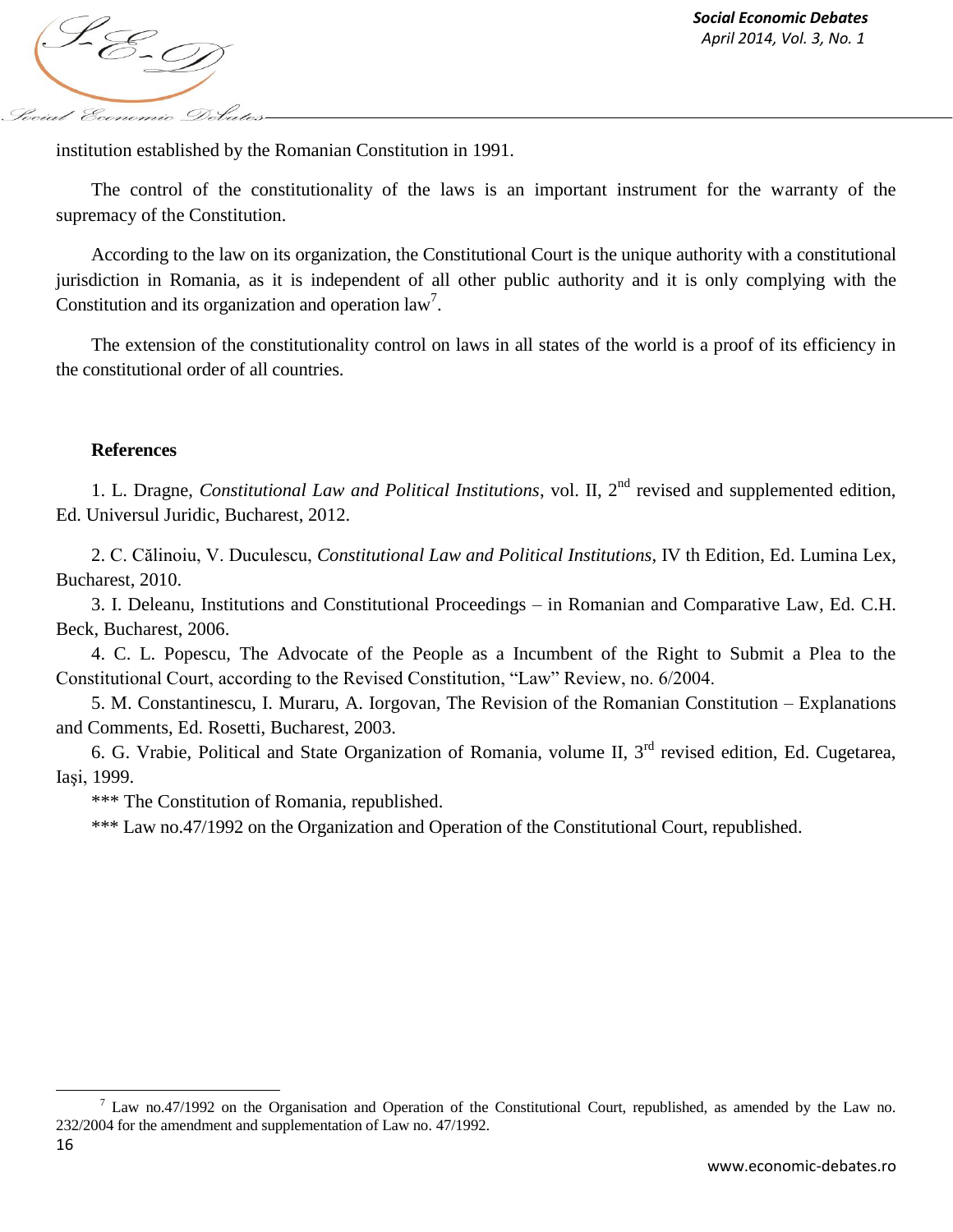institution established by the Romanian Constitution in 1991.

The control of the constitutionality of the laws is an important instrument for the warranty of the supremacy of the Constitution.

According to the law on its organization, the Constitutional Court is the unique authority with a constitutional jurisdiction in Romania, as it is independent of all other public authority and it is only complying with the Constitution and its organization and operation law[7].

The extension of the constitutionality control on laws in all states of the world is a proof of its efficiency in the constitutional order of all countries.

**References**

1. L. Dragne, *Constitutional Law and Political Institutions*, vol. II, 2nd revised and supplemented edition, Ed. Universul Juridic, Bucharest, 2012.

2. C. Călinoiu, V. Duculescu, *Constitutional Law and Political Institutions*, IV th Edition, Ed. Lumina Lex, Bucharest, 2010.

3. I. Deleanu, Institutions and Constitutional Proceedings – in Romanian and Comparative Law, Ed. C.H. Beck, Bucharest, 2006.

4. C. L. Popescu, The Advocate of the People as a Incumbent of the Right to Submit a Plea to the Constitutional Court, according to the Revised Constitution, "Law" Review, no. 6/2004.

5. M. Constantinescu, I. Muraru, A. Iorgovan, The Revision of the Romanian Constitution – Explanations and Comments, Ed. Rosetti, Bucharest, 2003.

6. G. Vrabie, Political and State Organization of Romania, volume II, 3rd revised edition, Ed. Cugetarea, Iaşi, 1999.

*** The Constitution of Romania, republished.

*** Law no.47/1992 on the Organization and Operation of the Constitutional Court, republished.

---

[7] Law no.47/1992 on the Organisation and Operation of the Constitutional Court, republished, as amended by the Law no. 232/2004 for the amendment and supplementation of Law no. 47/1992.